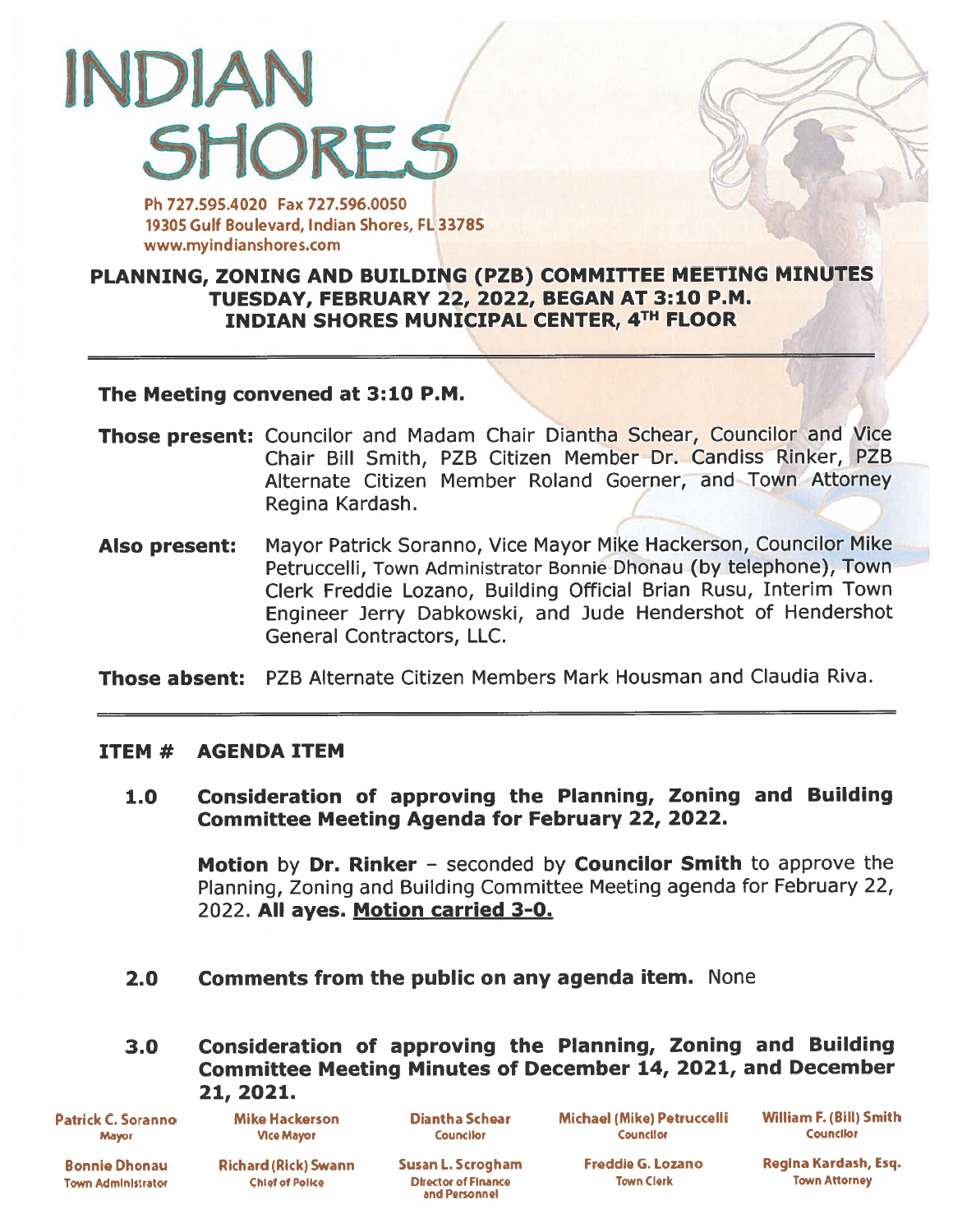# INDIAN SHORES

Ph 727.595.4020 Fax 727.596.0050
19305 Gulf Boulevard, Indian Shores, FL 33785
www.myindianshores.com

## PLANNING, ZONING AND BUILDING (PZB) COMMITTEE MEETING MINUTES
## TUESDAY, FEBRUARY 22, 2022, BEGAN AT 3:10 P.M.
## INDIAN SHORES MUNICIPAL CENTER, 4TH FLOOR

---

**The Meeting convened at 3:10 P.M.**

**Those present:** Councilor and Madam Chair Diantha Schear, Councilor and Vice Chair Bill Smith, PZB Citizen Member Dr. Candiss Rinker, PZB Alternate Citizen Member Roland Goerner, and Town Attorney Regina Kardash.

**Also present:** Mayor Patrick Soranno, Vice Mayor Mike Hackerson, Councilor Mike Petruccelli, Town Administrator Bonnie Dhonau (by telephone), Town Clerk Freddie Lozano, Building Official Brian Rusu, Interim Town Engineer Jerry Dabkowski, and Jude Hendershot of Hendershot General Contractors, LLC.

**Those absent:** PZB Alternate Citizen Members Mark Housman and Claudia Riva.

---

**ITEM # AGENDA ITEM**

**1.0 Consideration of approving the Planning, Zoning and Building Committee Meeting Agenda for February 22, 2022.**

**Motion** by **Dr. Rinker** – seconded by **Councilor Smith** to approve the Planning, Zoning and Building Committee Meeting agenda for February 22, 2022. **All ayes. Motion carried 3-0.**

**2.0 Comments from the public on any agenda item.** None

**3.0 Consideration of approving the Planning, Zoning and Building Committee Meeting Minutes of December 14, 2021, and December 21, 2021.**

Patrick C. Soranno, Mayor | Mike Hackerson, Vice Mayor | Diantha Schear, Councilor | Michael (Mike) Petruccelli, Councilor | William F. (Bill) Smith, Councilor

Bonnie Dhonau, Town Administrator | Richard (Rick) Swann, Chief of Police | Susan L. Scrogham, Director of Finance and Personnel | Freddie G. Lozano, Town Clerk | Regina Kardash, Esq., Town Attorney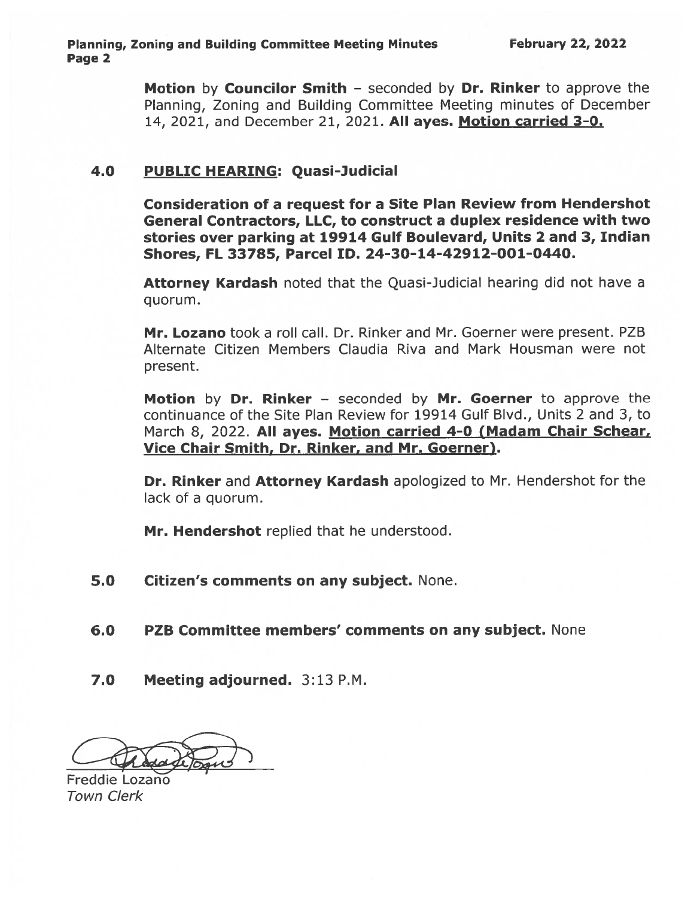**Motion** by **Councilor Smith** – seconded by **Dr. Rinker** to approve the Planning, Zoning and Building Committee Meeting minutes of December 14, 2021, and December 21, 2021. **All ayes. <u>Motion carried 3-0.</u>**

**4.0 <u>PUBLIC HEARING</u>: Quasi-Judicial**

**Consideration of a request for a Site Plan Review from Hendershot General Contractors, LLC, to construct a duplex residence with two stories over parking at 19914 Gulf Boulevard, Units 2 and 3, Indian Shores, FL 33785, Parcel ID. 24-30-14-42912-001-0440.**

**Attorney Kardash** noted that the Quasi-Judicial hearing did not have a quorum.

**Mr. Lozano** took a roll call. Dr. Rinker and Mr. Goerner were present. PZB Alternate Citizen Members Claudia Riva and Mark Housman were not present.

**Motion** by **Dr. Rinker** – seconded by **Mr. Goerner** to approve the continuance of the Site Plan Review for 19914 Gulf Blvd., Units 2 and 3, to March 8, 2022. **All ayes. <u>Motion carried 4-0 (Madam Chair Schear, Vice Chair Smith, Dr. Rinker, and Mr. Goerner)</u>.**

**Dr. Rinker** and **Attorney Kardash** apologized to Mr. Hendershot for the lack of a quorum.

**Mr. Hendershot** replied that he understood.

**5.0 Citizen's comments on any subject.** None.

**6.0 PZB Committee members' comments on any subject.** None

**7.0 Meeting adjourned.** 3:13 P.M.

Freddie Lozano
*Town Clerk*